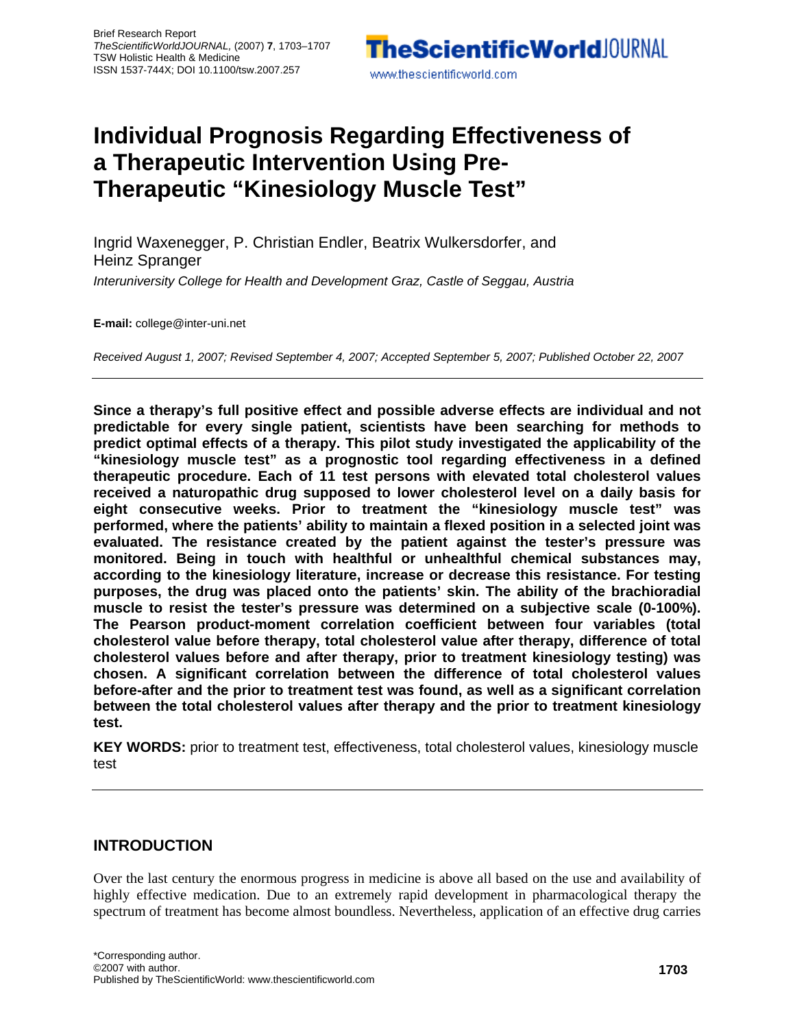Brief Research Report
*TheScientificWorldJOURNAL*, (2007) **7**, 1703–1707
TSW Holistic Health & Medicine
ISSN 1537-744X; DOI 10.1100/tsw.2007.257

# Individual Prognosis Regarding Effectiveness of a Therapeutic Intervention Using Pre-Therapeutic "Kinesiology Muscle Test"

Ingrid Waxenegger, P. Christian Endler, Beatrix Wulkersdorfer, and Heinz Spranger

*Interuniversity College for Health and Development Graz, Castle of Seggau, Austria*

**E-mail:** college@inter-uni.net

*Received August 1, 2007; Revised September 4, 2007; Accepted September 5, 2007; Published October 22, 2007*

---

**Since a therapy's full positive effect and possible adverse effects are individual and not predictable for every single patient, scientists have been searching for methods to predict optimal effects of a therapy. This pilot study investigated the applicability of the "kinesiology muscle test" as a prognostic tool regarding effectiveness in a defined therapeutic procedure. Each of 11 test persons with elevated total cholesterol values received a naturopathic drug supposed to lower cholesterol level on a daily basis for eight consecutive weeks. Prior to treatment the "kinesiology muscle test" was performed, where the patients' ability to maintain a flexed position in a selected joint was evaluated. The resistance created by the patient against the tester's pressure was monitored. Being in touch with healthful or unhealthful chemical substances may, according to the kinesiology literature, increase or decrease this resistance. For testing purposes, the drug was placed onto the patients' skin. The ability of the brachioradial muscle to resist the tester's pressure was determined on a subjective scale (0-100%). The Pearson product-moment correlation coefficient between four variables (total cholesterol value before therapy, total cholesterol value after therapy, difference of total cholesterol values before and after therapy, prior to treatment kinesiology testing) was chosen. A significant correlation between the difference of total cholesterol values before-after and the prior to treatment test was found, as well as a significant correlation between the total cholesterol values after therapy and the prior to treatment kinesiology test.**

**KEY WORDS:** prior to treatment test, effectiveness, total cholesterol values, kinesiology muscle test

---

## INTRODUCTION

Over the last century the enormous progress in medicine is above all based on the use and availability of highly effective medication. Due to an extremely rapid development in pharmacological therapy the spectrum of treatment has become almost boundless. Nevertheless, application of an effective drug carries

\*Corresponding author.
©2007 with author.
Published by TheScientificWorld: www.thescientificworld.com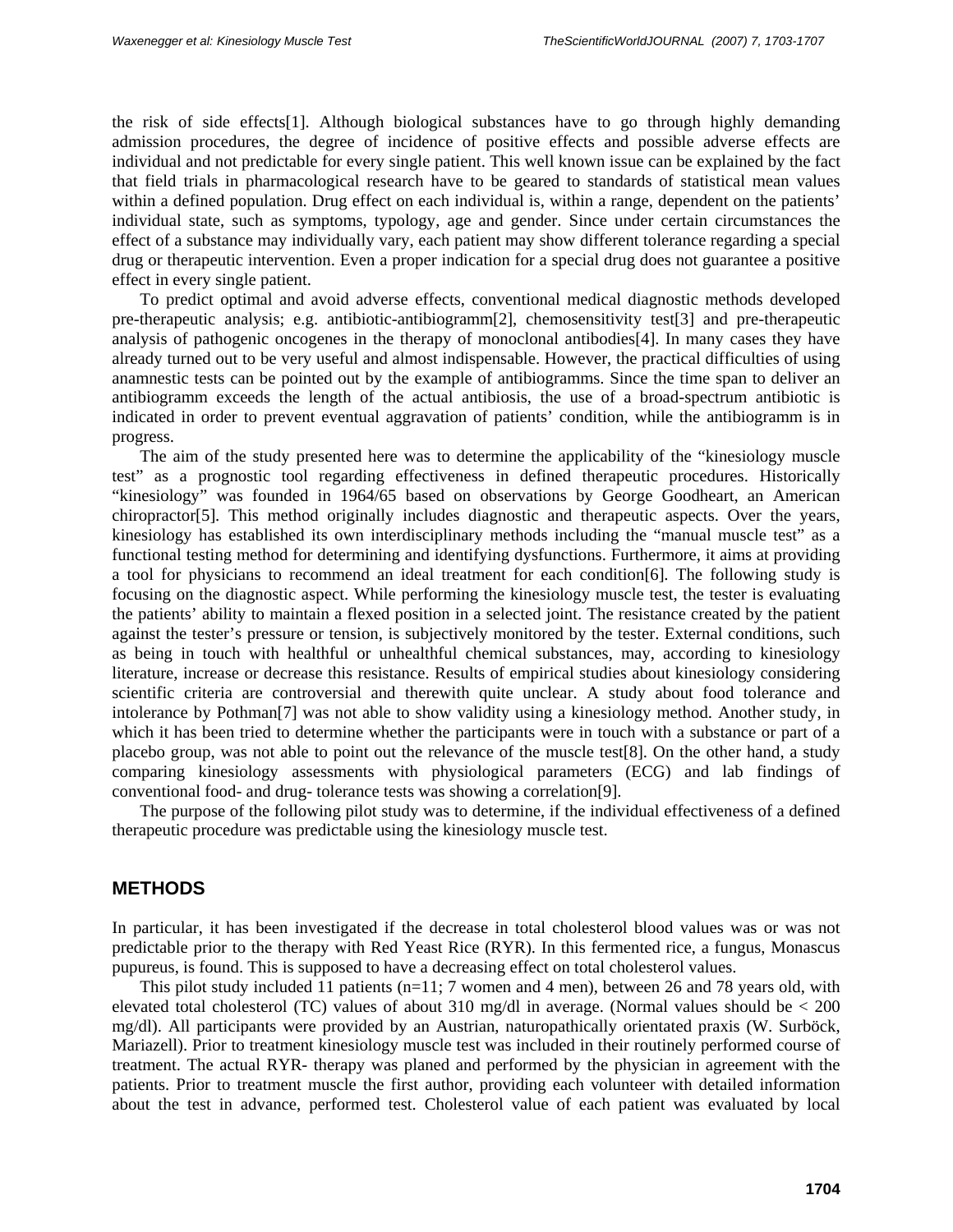the risk of side effects[1]. Although biological substances have to go through highly demanding admission procedures, the degree of incidence of positive effects and possible adverse effects are individual and not predictable for every single patient. This well known issue can be explained by the fact that field trials in pharmacological research have to be geared to standards of statistical mean values within a defined population. Drug effect on each individual is, within a range, dependent on the patients' individual state, such as symptoms, typology, age and gender. Since under certain circumstances the effect of a substance may individually vary, each patient may show different tolerance regarding a special drug or therapeutic intervention. Even a proper indication for a special drug does not guarantee a positive effect in every single patient.

To predict optimal and avoid adverse effects, conventional medical diagnostic methods developed pre-therapeutic analysis; e.g. antibiotic-antibiogramm[2], chemosensitivity test[3] and pre-therapeutic analysis of pathogenic oncogenes in the therapy of monoclonal antibodies[4]. In many cases they have already turned out to be very useful and almost indispensable. However, the practical difficulties of using anamnestic tests can be pointed out by the example of antibiogramms. Since the time span to deliver an antibiogramm exceeds the length of the actual antibiosis, the use of a broad-spectrum antibiotic is indicated in order to prevent eventual aggravation of patients' condition, while the antibiogramm is in progress.

The aim of the study presented here was to determine the applicability of the "kinesiology muscle test" as a prognostic tool regarding effectiveness in defined therapeutic procedures. Historically "kinesiology" was founded in 1964/65 based on observations by George Goodheart, an American chiropractor[5]. This method originally includes diagnostic and therapeutic aspects. Over the years, kinesiology has established its own interdisciplinary methods including the "manual muscle test" as a functional testing method for determining and identifying dysfunctions. Furthermore, it aims at providing a tool for physicians to recommend an ideal treatment for each condition[6]. The following study is focusing on the diagnostic aspect. While performing the kinesiology muscle test, the tester is evaluating the patients' ability to maintain a flexed position in a selected joint. The resistance created by the patient against the tester's pressure or tension, is subjectively monitored by the tester. External conditions, such as being in touch with healthful or unhealthful chemical substances, may, according to kinesiology literature, increase or decrease this resistance. Results of empirical studies about kinesiology considering scientific criteria are controversial and therewith quite unclear. A study about food tolerance and intolerance by Pothman[7] was not able to show validity using a kinesiology method. Another study, in which it has been tried to determine whether the participants were in touch with a substance or part of a placebo group, was not able to point out the relevance of the muscle test[8]. On the other hand, a study comparing kinesiology assessments with physiological parameters (ECG) and lab findings of conventional food- and drug- tolerance tests was showing a correlation[9].

The purpose of the following pilot study was to determine, if the individual effectiveness of a defined therapeutic procedure was predictable using the kinesiology muscle test.

## METHODS

In particular, it has been investigated if the decrease in total cholesterol blood values was or was not predictable prior to the therapy with Red Yeast Rice (RYR). In this fermented rice, a fungus, Monascus pupureus, is found. This is supposed to have a decreasing effect on total cholesterol values.

This pilot study included 11 patients (n=11; 7 women and 4 men), between 26 and 78 years old, with elevated total cholesterol (TC) values of about 310 mg/dl in average. (Normal values should be < 200 mg/dl). All participants were provided by an Austrian, naturopathically orientated praxis (W. Surböck, Mariazell). Prior to treatment kinesiology muscle test was included in their routinely performed course of treatment. The actual RYR- therapy was planed and performed by the physician in agreement with the patients. Prior to treatment muscle the first author, providing each volunteer with detailed information about the test in advance, performed test. Cholesterol value of each patient was evaluated by local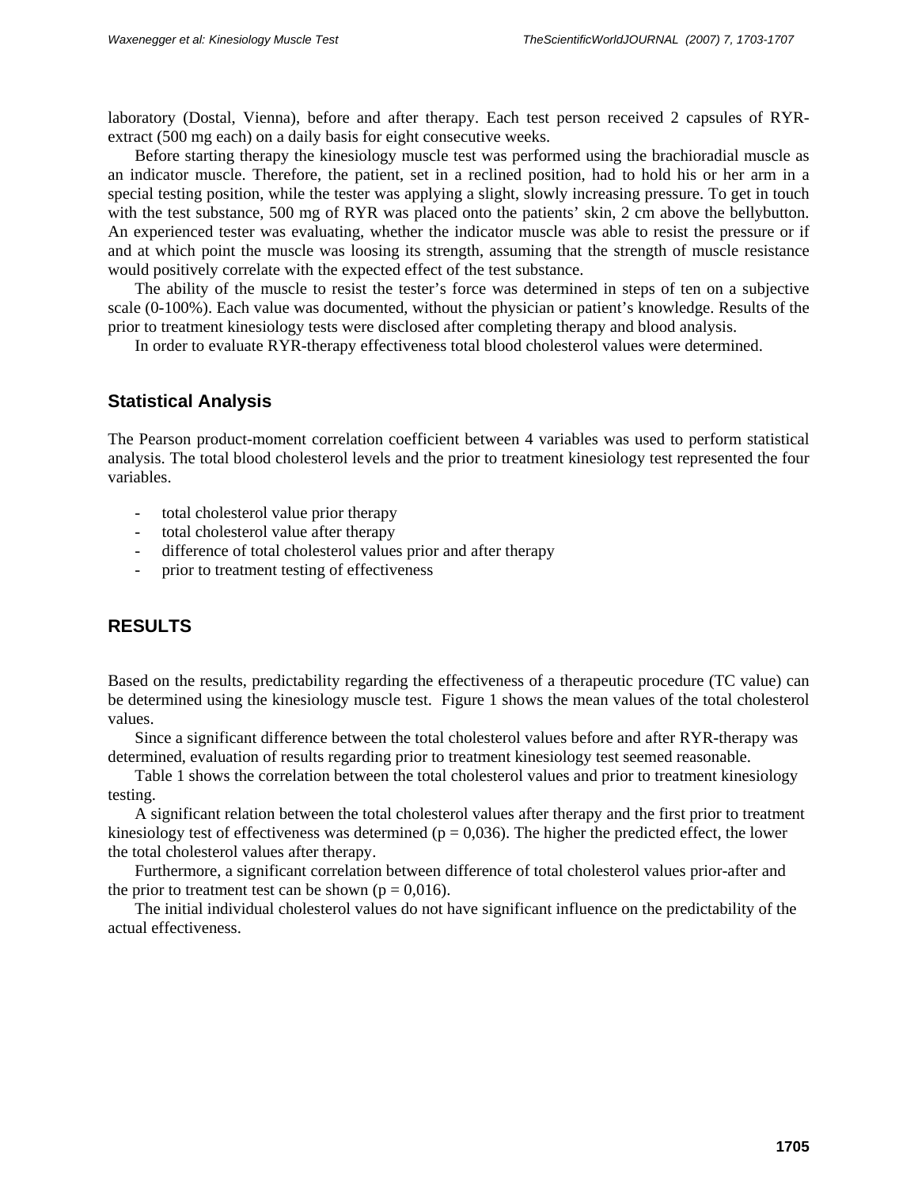laboratory (Dostal, Vienna), before and after therapy. Each test person received 2 capsules of RYR-extract (500 mg each) on a daily basis for eight consecutive weeks.

Before starting therapy the kinesiology muscle test was performed using the brachioradial muscle as an indicator muscle. Therefore, the patient, set in a reclined position, had to hold his or her arm in a special testing position, while the tester was applying a slight, slowly increasing pressure. To get in touch with the test substance, 500 mg of RYR was placed onto the patients' skin, 2 cm above the bellybutton. An experienced tester was evaluating, whether the indicator muscle was able to resist the pressure or if and at which point the muscle was loosing its strength, assuming that the strength of muscle resistance would positively correlate with the expected effect of the test substance.

The ability of the muscle to resist the tester's force was determined in steps of ten on a subjective scale (0-100%). Each value was documented, without the physician or patient's knowledge. Results of the prior to treatment kinesiology tests were disclosed after completing therapy and blood analysis.

In order to evaluate RYR-therapy effectiveness total blood cholesterol values were determined.

## Statistical Analysis

The Pearson product-moment correlation coefficient between 4 variables was used to perform statistical analysis. The total blood cholesterol levels and the prior to treatment kinesiology test represented the four variables.

- total cholesterol value prior therapy
- total cholesterol value after therapy
- difference of total cholesterol values prior and after therapy
- prior to treatment testing of effectiveness

## RESULTS

Based on the results, predictability regarding the effectiveness of a therapeutic procedure (TC value) can be determined using the kinesiology muscle test. Figure 1 shows the mean values of the total cholesterol values.

Since a significant difference between the total cholesterol values before and after RYR-therapy was determined, evaluation of results regarding prior to treatment kinesiology test seemed reasonable.

Table 1 shows the correlation between the total cholesterol values and prior to treatment kinesiology testing.

A significant relation between the total cholesterol values after therapy and the first prior to treatment kinesiology test of effectiveness was determined ($p = 0,036$). The higher the predicted effect, the lower the total cholesterol values after therapy.

Furthermore, a significant correlation between difference of total cholesterol values prior-after and the prior to treatment test can be shown ($p = 0,016$).

The initial individual cholesterol values do not have significant influence on the predictability of the actual effectiveness.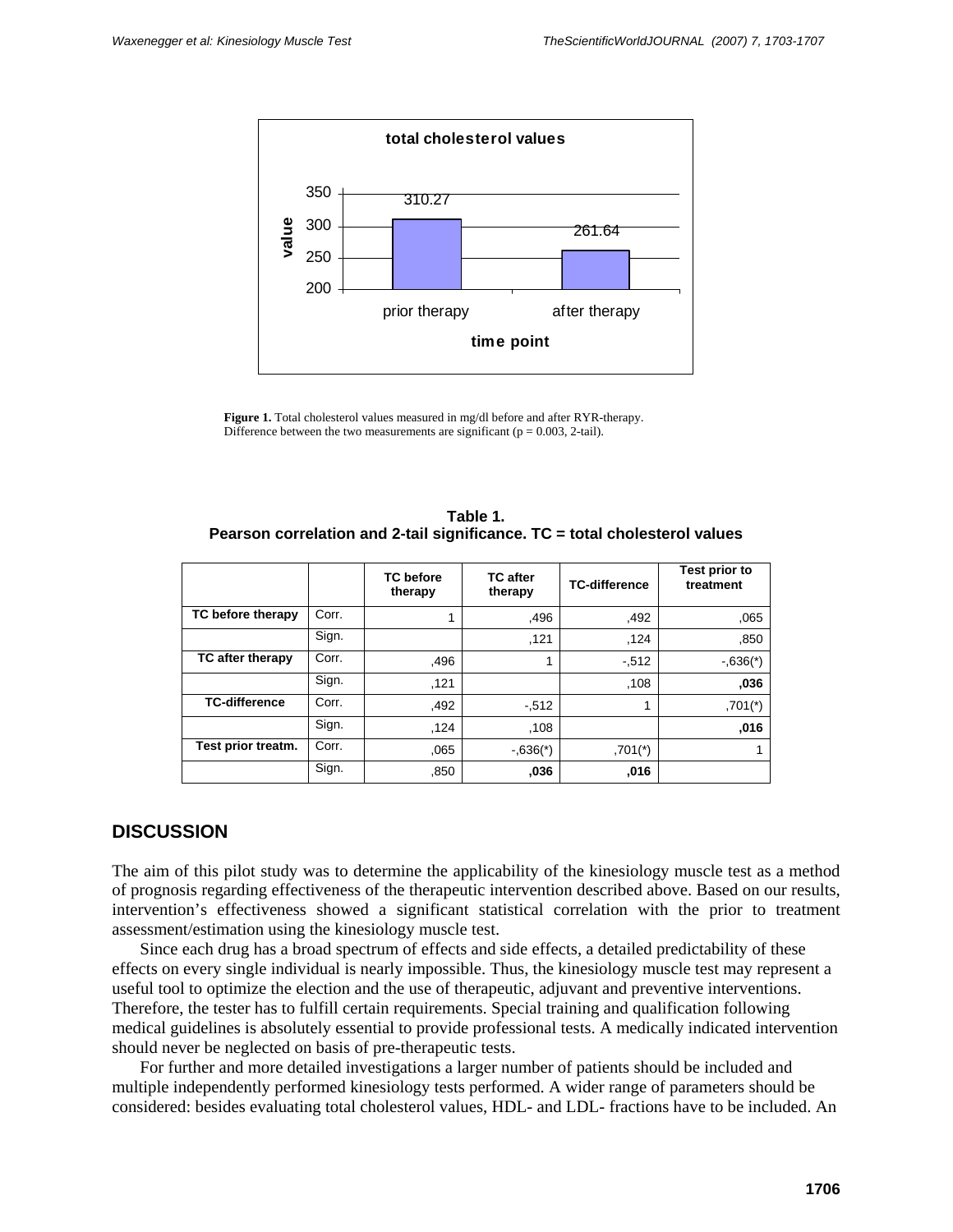**Figure 1.** Total cholesterol values measured in mg/dl before and after RYR-therapy. Difference between the two measurements are significant ($p = 0.003$, 2-tail).

**Table 1.**
**Pearson correlation and 2-tail significance. TC = total cholesterol values**

| | | TC before therapy | TC after therapy | TC-difference | Test prior to treatment |
|---|---|---|---|---|---|
| **TC before therapy** | Corr. | 1 | ,496 | ,492 | ,065 |
| | Sign. | | ,121 | ,124 | ,850 |
| **TC after therapy** | Corr. | ,496 | 1 | -,512 | -,636(*) |
| | Sign. | ,121 | | ,108 | **,036** |
| **TC-difference** | Corr. | ,492 | -,512 | 1 | ,701(*) |
| | Sign. | ,124 | ,108 | | **,016** |
| **Test prior treatm.** | Corr. | ,065 | -,636(*) | ,701(*) | 1 |
| | Sign. | ,850 | **,036** | **,016** | |

## DISCUSSION

The aim of this pilot study was to determine the applicability of the kinesiology muscle test as a method of prognosis regarding effectiveness of the therapeutic intervention described above. Based on our results, intervention's effectiveness showed a significant statistical correlation with the prior to treatment assessment/estimation using the kinesiology muscle test.

Since each drug has a broad spectrum of effects and side effects, a detailed predictability of these effects on every single individual is nearly impossible. Thus, the kinesiology muscle test may represent a useful tool to optimize the election and the use of therapeutic, adjuvant and preventive interventions. Therefore, the tester has to fulfill certain requirements. Special training and qualification following medical guidelines is absolutely essential to provide professional tests. A medically indicated intervention should never be neglected on basis of pre-therapeutic tests.

For further and more detailed investigations a larger number of patients should be included and multiple independently performed kinesiology tests performed. A wider range of parameters should be considered: besides evaluating total cholesterol values, HDL- and LDL- fractions have to be included. An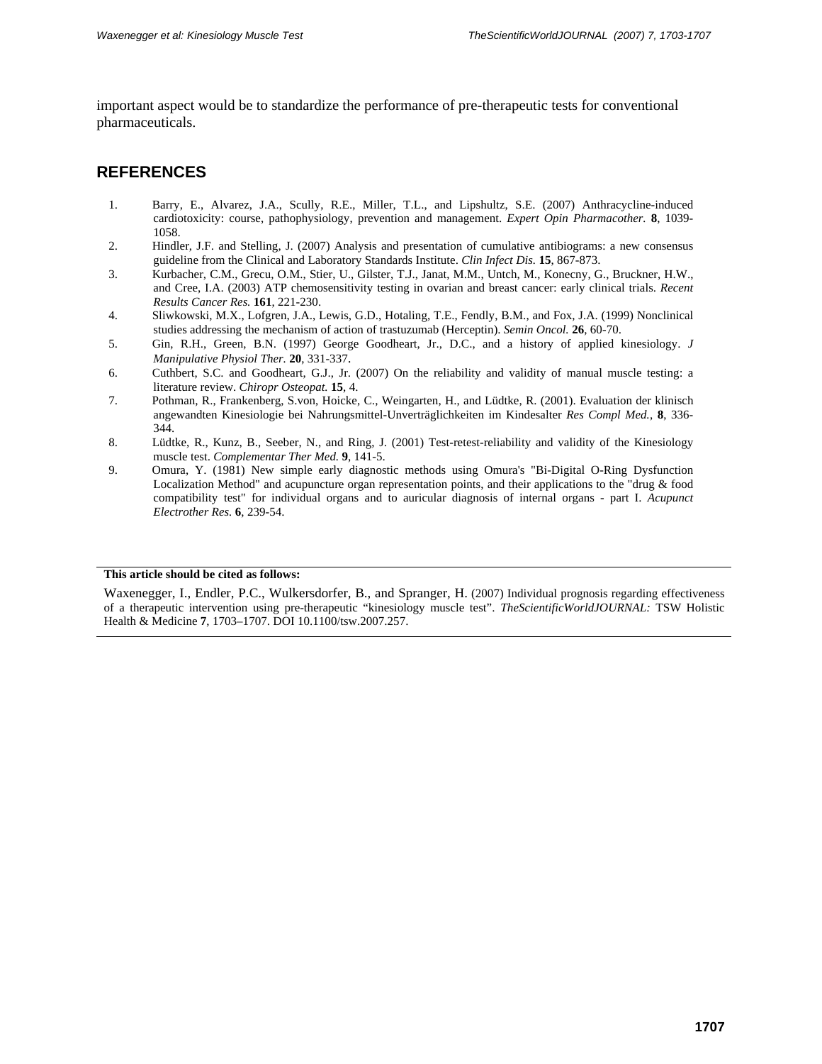important aspect would be to standardize the performance of pre-therapeutic tests for conventional pharmaceuticals.

## REFERENCES

1. Barry, E., Alvarez, J.A., Scully, R.E., Miller, T.L., and Lipshultz, S.E. (2007) Anthracycline-induced cardiotoxicity: course, pathophysiology, prevention and management. *Expert Opin Pharmacother.* **8**, 1039-1058.
2. Hindler, J.F. and Stelling, J. (2007) Analysis and presentation of cumulative antibiograms: a new consensus guideline from the Clinical and Laboratory Standards Institute. *Clin Infect Dis.* **15**, 867-873.
3. Kurbacher, C.M., Grecu, O.M., Stier, U., Gilster, T.J., Janat, M.M., Untch, M., Konecny, G., Bruckner, H.W., and Cree, I.A. (2003) ATP chemosensitivity testing in ovarian and breast cancer: early clinical trials. *Recent Results Cancer Res.* **161**, 221-230.
4. Sliwkowski, M.X., Lofgren, J.A., Lewis, G.D., Hotaling, T.E., Fendly, B.M., and Fox, J.A. (1999) Nonclinical studies addressing the mechanism of action of trastuzumab (Herceptin). *Semin Oncol.* **26**, 60-70.
5. Gin, R.H., Green, B.N. (1997) George Goodheart, Jr., D.C., and a history of applied kinesiology. *J Manipulative Physiol Ther.* **20**, 331-337.
6. Cuthbert, S.C. and Goodheart, G.J., Jr. (2007) On the reliability and validity of manual muscle testing: a literature review. *Chiropr Osteopat.* **15**, 4.
7. Pothman, R., Frankenberg, S.von, Hoicke, C., Weingarten, H., and Lüdtke, R. (2001). Evaluation der klinisch angewandten Kinesiologie bei Nahrungsmittel-Unverträglichkeiten im Kindesalter *Res Compl Med.*, **8**, 336-344.
8. Lüdtke, R., Kunz, B., Seeber, N., and Ring, J. (2001) Test-retest-reliability and validity of the Kinesiology muscle test. *Complementar Ther Med.* **9**, 141-5.
9. Omura, Y. (1981) New simple early diagnostic methods using Omura's "Bi-Digital O-Ring Dysfunction Localization Method" and acupuncture organ representation points, and their applications to the "drug & food compatibility test" for individual organs and to auricular diagnosis of internal organs - part I. *Acupunct Electrother Res.* **6**, 239-54.

---

**This article should be cited as follows:**

Waxenegger, I., Endler, P.C., Wulkersdorfer, B., and Spranger, H. (2007) Individual prognosis regarding effectiveness of a therapeutic intervention using pre-therapeutic "kinesiology muscle test". *TheScientificWorldJOURNAL:* TSW Holistic Health & Medicine **7**, 1703–1707. DOI 10.1100/tsw.2007.257.

---